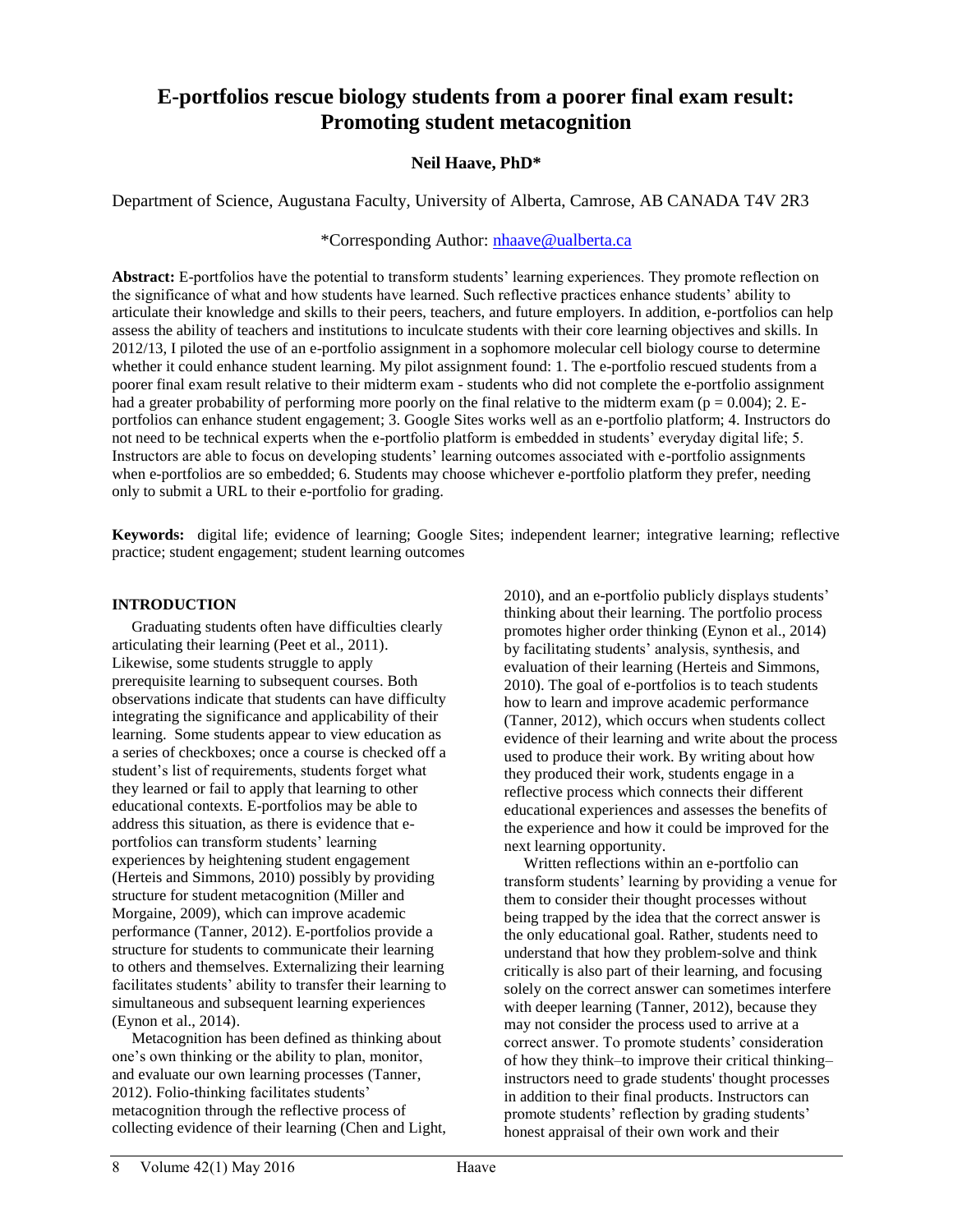# E-portfolios rescue biology students from a poorer final exam result: Promoting student metacognition

**Neil Haave, PhD***

Department of Science, Augustana Faculty, University of Alberta, Camrose, AB CANADA T4V 2R3

*Corresponding Author: nhaave@ualberta.ca

**Abstract:** E-portfolios have the potential to transform students' learning experiences. They promote reflection on the significance of what and how students have learned. Such reflective practices enhance students' ability to articulate their knowledge and skills to their peers, teachers, and future employers. In addition, e-portfolios can help assess the ability of teachers and institutions to inculcate students with their core learning objectives and skills. In 2012/13, I piloted the use of an e-portfolio assignment in a sophomore molecular cell biology course to determine whether it could enhance student learning. My pilot assignment found: 1. The e-portfolio rescued students from a poorer final exam result relative to their midterm exam - students who did not complete the e-portfolio assignment had a greater probability of performing more poorly on the final relative to the midterm exam ($p = 0.004$); 2. E-portfolios can enhance student engagement; 3. Google Sites works well as an e-portfolio platform; 4. Instructors do not need to be technical experts when the e-portfolio platform is embedded in students' everyday digital life; 5. Instructors are able to focus on developing students' learning outcomes associated with e-portfolio assignments when e-portfolios are so embedded; 6. Students may choose whichever e-portfolio platform they prefer, needing only to submit a URL to their e-portfolio for grading.

**Keywords:** digital life; evidence of learning; Google Sites; independent learner; integrative learning; reflective practice; student engagement; student learning outcomes

## INTRODUCTION

Graduating students often have difficulties clearly articulating their learning (Peet et al., 2011). Likewise, some students struggle to apply prerequisite learning to subsequent courses. Both observations indicate that students can have difficulty integrating the significance and applicability of their learning. Some students appear to view education as a series of checkboxes; once a course is checked off a student's list of requirements, students forget what they learned or fail to apply that learning to other educational contexts. E-portfolios may be able to address this situation, as there is evidence that e-portfolios can transform students' learning experiences by heightening student engagement (Herteis and Simmons, 2010) possibly by providing structure for student metacognition (Miller and Morgaine, 2009), which can improve academic performance (Tanner, 2012). E-portfolios provide a structure for students to communicate their learning to others and themselves. Externalizing their learning facilitates students' ability to transfer their learning to simultaneous and subsequent learning experiences (Eynon et al., 2014).

Metacognition has been defined as thinking about one's own thinking or the ability to plan, monitor, and evaluate our own learning processes (Tanner, 2012). Folio-thinking facilitates students' metacognition through the reflective process of collecting evidence of their learning (Chen and Light, 2010), and an e-portfolio publicly displays students' thinking about their learning. The portfolio process promotes higher order thinking (Eynon et al., 2014) by facilitating students' analysis, synthesis, and evaluation of their learning (Herteis and Simmons, 2010). The goal of e-portfolios is to teach students how to learn and improve academic performance (Tanner, 2012), which occurs when students collect evidence of their learning and write about the process used to produce their work. By writing about how they produced their work, students engage in a reflective process which connects their different educational experiences and assesses the benefits of the experience and how it could be improved for the next learning opportunity.

Written reflections within an e-portfolio can transform students' learning by providing a venue for them to consider their thought processes without being trapped by the idea that the correct answer is the only educational goal. Rather, students need to understand that how they problem-solve and think critically is also part of their learning, and focusing solely on the correct answer can sometimes interfere with deeper learning (Tanner, 2012), because they may not consider the process used to arrive at a correct answer. To promote students' consideration of how they think–to improve their critical thinking–instructors need to grade students' thought processes in addition to their final products. Instructors can promote students' reflection by grading students' honest appraisal of their own work and their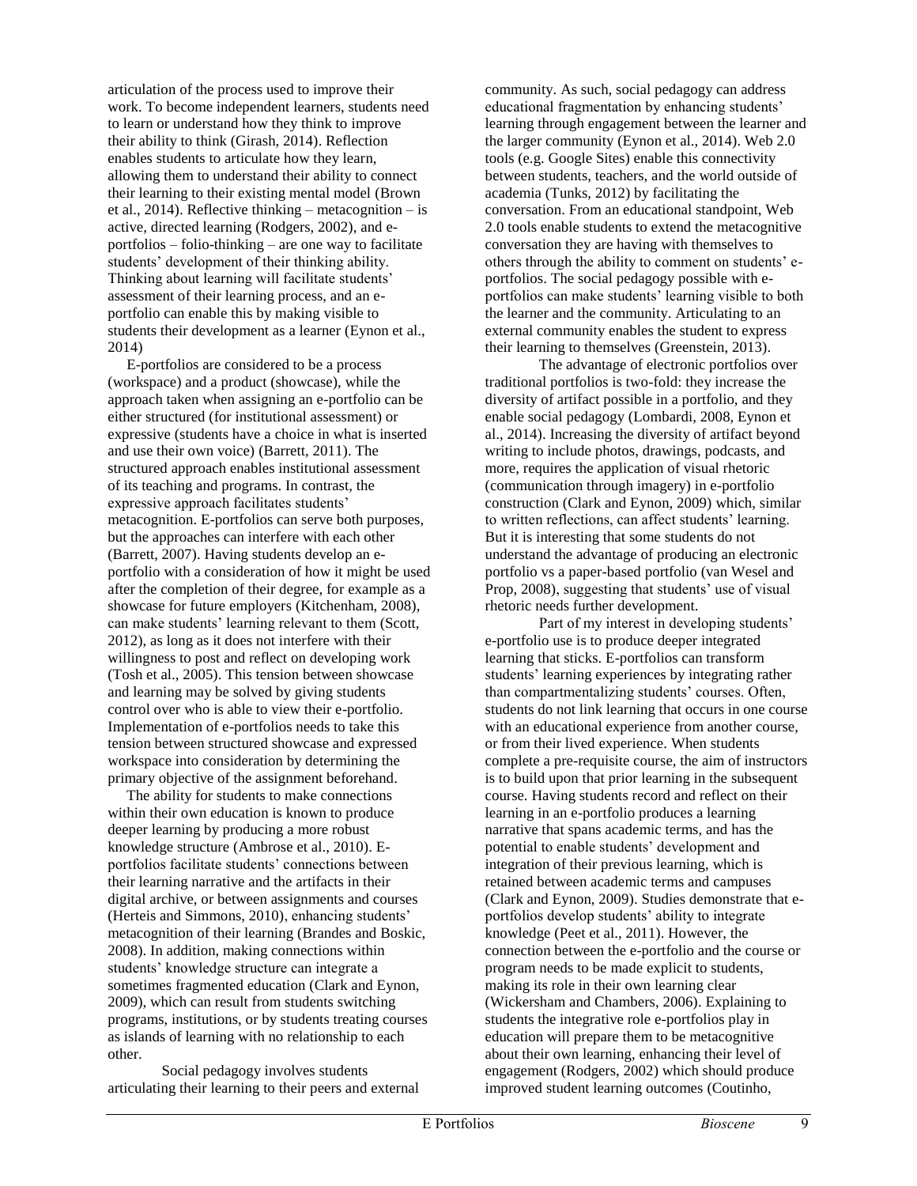articulation of the process used to improve their work. To become independent learners, students need to learn or understand how they think to improve their ability to think (Girash, 2014). Reflection enables students to articulate how they learn, allowing them to understand their ability to connect their learning to their existing mental model (Brown et al., 2014). Reflective thinking – metacognition – is active, directed learning (Rodgers, 2002), and e-portfolios – folio-thinking – are one way to facilitate students' development of their thinking ability. Thinking about learning will facilitate students' assessment of their learning process, and an e-portfolio can enable this by making visible to students their development as a learner (Eynon et al., 2014)

E-portfolios are considered to be a process (workspace) and a product (showcase), while the approach taken when assigning an e-portfolio can be either structured (for institutional assessment) or expressive (students have a choice in what is inserted and use their own voice) (Barrett, 2011). The structured approach enables institutional assessment of its teaching and programs. In contrast, the expressive approach facilitates students' metacognition. E-portfolios can serve both purposes, but the approaches can interfere with each other (Barrett, 2007). Having students develop an e-portfolio with a consideration of how it might be used after the completion of their degree, for example as a showcase for future employers (Kitchenham, 2008), can make students' learning relevant to them (Scott, 2012), as long as it does not interfere with their willingness to post and reflect on developing work (Tosh et al., 2005). This tension between showcase and learning may be solved by giving students control over who is able to view their e-portfolio. Implementation of e-portfolios needs to take this tension between structured showcase and expressed workspace into consideration by determining the primary objective of the assignment beforehand.

The ability for students to make connections within their own education is known to produce deeper learning by producing a more robust knowledge structure (Ambrose et al., 2010). E-portfolios facilitate students' connections between their learning narrative and the artifacts in their digital archive, or between assignments and courses (Herteis and Simmons, 2010), enhancing students' metacognition of their learning (Brandes and Boskic, 2008). In addition, making connections within students' knowledge structure can integrate a sometimes fragmented education (Clark and Eynon, 2009), which can result from students switching programs, institutions, or by students treating courses as islands of learning with no relationship to each other.

Social pedagogy involves students articulating their learning to their peers and external community. As such, social pedagogy can address educational fragmentation by enhancing students' learning through engagement between the learner and the larger community (Eynon et al., 2014). Web 2.0 tools (e.g. Google Sites) enable this connectivity between students, teachers, and the world outside of academia (Tunks, 2012) by facilitating the conversation. From an educational standpoint, Web 2.0 tools enable students to extend the metacognitive conversation they are having with themselves to others through the ability to comment on students' e-portfolios. The social pedagogy possible with e-portfolios can make students' learning visible to both the learner and the community. Articulating to an external community enables the student to express their learning to themselves (Greenstein, 2013).

The advantage of electronic portfolios over traditional portfolios is two-fold: they increase the diversity of artifact possible in a portfolio, and they enable social pedagogy (Lombardi, 2008, Eynon et al., 2014). Increasing the diversity of artifact beyond writing to include photos, drawings, podcasts, and more, requires the application of visual rhetoric (communication through imagery) in e-portfolio construction (Clark and Eynon, 2009) which, similar to written reflections, can affect students' learning. But it is interesting that some students do not understand the advantage of producing an electronic portfolio vs a paper-based portfolio (van Wesel and Prop, 2008), suggesting that students' use of visual rhetoric needs further development.

Part of my interest in developing students' e-portfolio use is to produce deeper integrated learning that sticks. E-portfolios can transform students' learning experiences by integrating rather than compartmentalizing students' courses. Often, students do not link learning that occurs in one course with an educational experience from another course, or from their lived experience. When students complete a pre-requisite course, the aim of instructors is to build upon that prior learning in the subsequent course. Having students record and reflect on their learning in an e-portfolio produces a learning narrative that spans academic terms, and has the potential to enable students' development and integration of their previous learning, which is retained between academic terms and campuses (Clark and Eynon, 2009). Studies demonstrate that e-portfolios develop students' ability to integrate knowledge (Peet et al., 2011). However, the connection between the e-portfolio and the course or program needs to be made explicit to students, making its role in their own learning clear (Wickersham and Chambers, 2006). Explaining to students the integrative role e-portfolios play in education will prepare them to be metacognitive about their own learning, enhancing their level of engagement (Rodgers, 2002) which should produce improved student learning outcomes (Coutinho,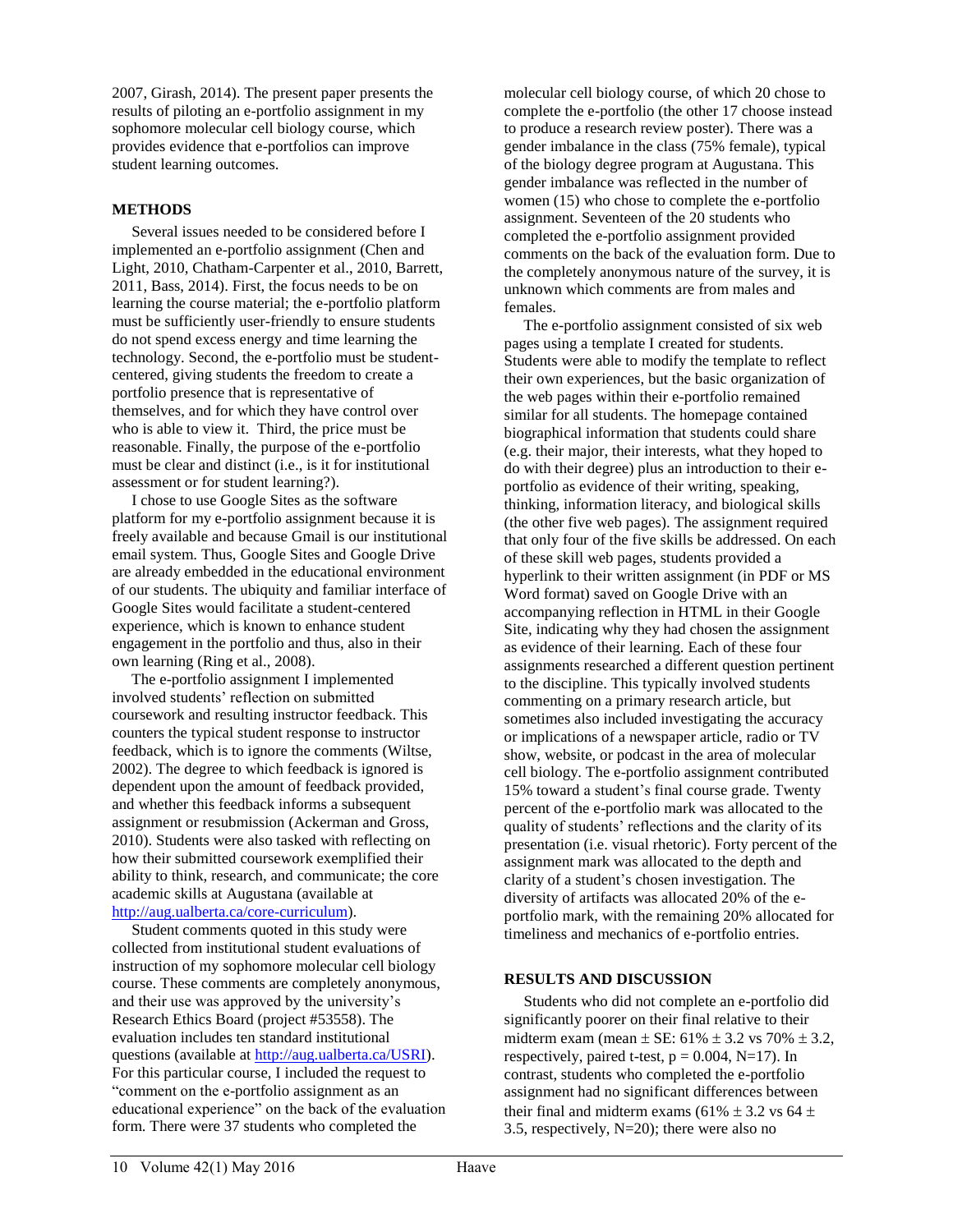2007, Girash, 2014). The present paper presents the results of piloting an e-portfolio assignment in my sophomore molecular cell biology course, which provides evidence that e-portfolios can improve student learning outcomes.

## METHODS

Several issues needed to be considered before I implemented an e-portfolio assignment (Chen and Light, 2010, Chatham-Carpenter et al., 2010, Barrett, 2011, Bass, 2014). First, the focus needs to be on learning the course material; the e-portfolio platform must be sufficiently user-friendly to ensure students do not spend excess energy and time learning the technology. Second, the e-portfolio must be student-centered, giving students the freedom to create a portfolio presence that is representative of themselves, and for which they have control over who is able to view it. Third, the price must be reasonable. Finally, the purpose of the e-portfolio must be clear and distinct (i.e., is it for institutional assessment or for student learning?).

I chose to use Google Sites as the software platform for my e-portfolio assignment because it is freely available and because Gmail is our institutional email system. Thus, Google Sites and Google Drive are already embedded in the educational environment of our students. The ubiquity and familiar interface of Google Sites would facilitate a student-centered experience, which is known to enhance student engagement in the portfolio and thus, also in their own learning (Ring et al., 2008).

The e-portfolio assignment I implemented involved students' reflection on submitted coursework and resulting instructor feedback. This counters the typical student response to instructor feedback, which is to ignore the comments (Wiltse, 2002). The degree to which feedback is ignored is dependent upon the amount of feedback provided, and whether this feedback informs a subsequent assignment or resubmission (Ackerman and Gross, 2010). Students were also tasked with reflecting on how their submitted coursework exemplified their ability to think, research, and communicate; the core academic skills at Augustana (available at http://aug.ualberta.ca/core-curriculum).

Student comments quoted in this study were collected from institutional student evaluations of instruction of my sophomore molecular cell biology course. These comments are completely anonymous, and their use was approved by the university's Research Ethics Board (project #53558). The evaluation includes ten standard institutional questions (available at http://aug.ualberta.ca/USRI). For this particular course, I included the request to "comment on the e-portfolio assignment as an educational experience" on the back of the evaluation form. There were 37 students who completed the molecular cell biology course, of which 20 chose to complete the e-portfolio (the other 17 choose instead to produce a research review poster). There was a gender imbalance in the class (75% female), typical of the biology degree program at Augustana. This gender imbalance was reflected in the number of women (15) who chose to complete the e-portfolio assignment. Seventeen of the 20 students who completed the e-portfolio assignment provided comments on the back of the evaluation form. Due to the completely anonymous nature of the survey, it is unknown which comments are from males and females.

The e-portfolio assignment consisted of six web pages using a template I created for students. Students were able to modify the template to reflect their own experiences, but the basic organization of the web pages within their e-portfolio remained similar for all students. The homepage contained biographical information that students could share (e.g. their major, their interests, what they hoped to do with their degree) plus an introduction to their e-portfolio as evidence of their writing, speaking, thinking, information literacy, and biological skills (the other five web pages). The assignment required that only four of the five skills be addressed. On each of these skill web pages, students provided a hyperlink to their written assignment (in PDF or MS Word format) saved on Google Drive with an accompanying reflection in HTML in their Google Site, indicating why they had chosen the assignment as evidence of their learning. Each of these four assignments researched a different question pertinent to the discipline. This typically involved students commenting on a primary research article, but sometimes also included investigating the accuracy or implications of a newspaper article, radio or TV show, website, or podcast in the area of molecular cell biology. The e-portfolio assignment contributed 15% toward a student's final course grade. Twenty percent of the e-portfolio mark was allocated to the quality of students' reflections and the clarity of its presentation (i.e. visual rhetoric). Forty percent of the assignment mark was allocated to the depth and clarity of a student's chosen investigation. The diversity of artifacts was allocated 20% of the e-portfolio mark, with the remaining 20% allocated for timeliness and mechanics of e-portfolio entries.

## RESULTS AND DISCUSSION

Students who did not complete an e-portfolio did significantly poorer on their final relative to their midterm exam (mean $\pm$ SE: 61% $\pm$ 3.2 vs 70% $\pm$ 3.2, respectively, paired t-test, $p = 0.004$, $N=17$). In contrast, students who completed the e-portfolio assignment had no significant differences between their final and midterm exams (61% $\pm$ 3.2 vs 64 $\pm$ 3.5, respectively, $N=20$); there were also no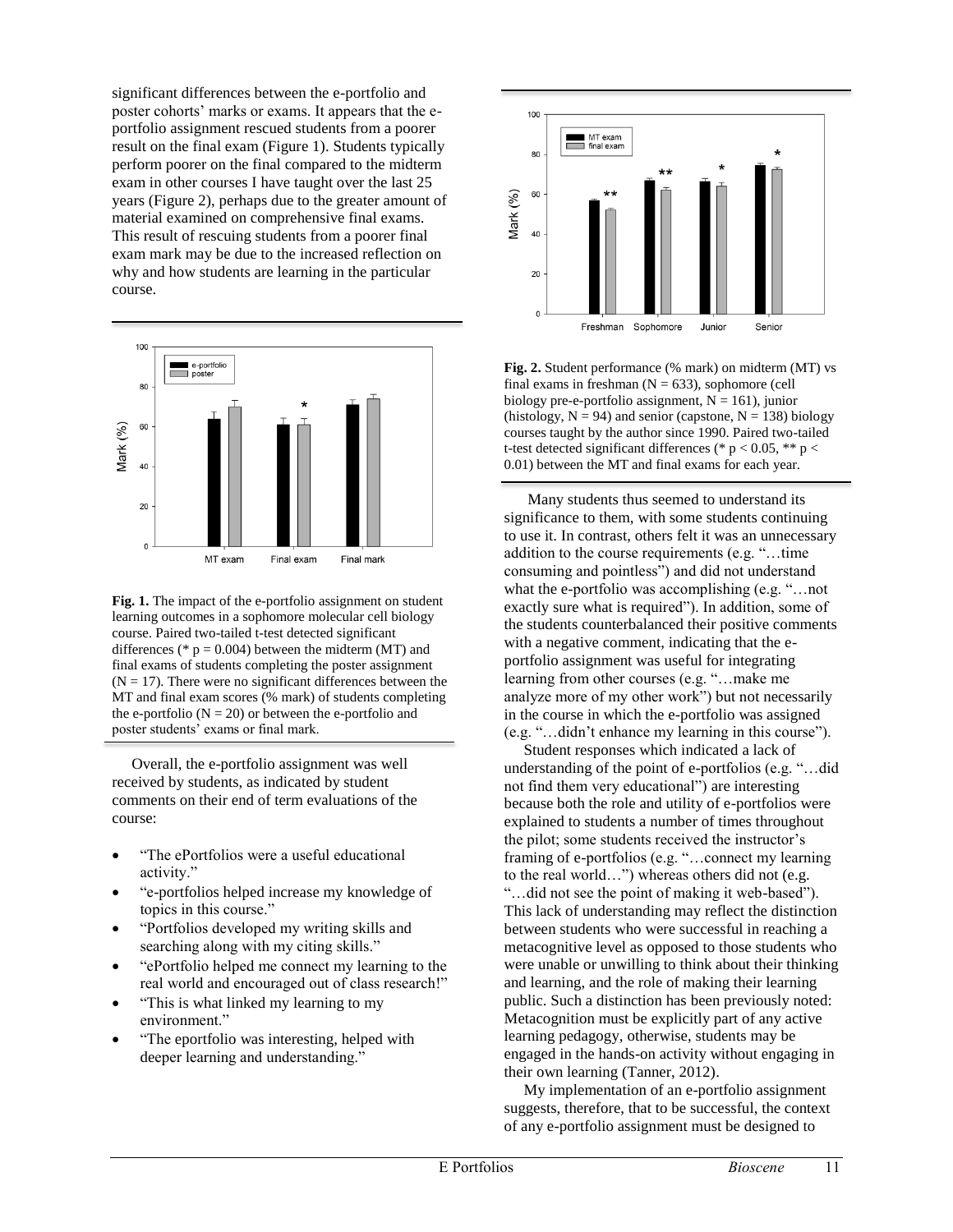significant differences between the e-portfolio and poster cohorts' marks or exams. It appears that the e-portfolio assignment rescued students from a poorer result on the final exam (Figure 1). Students typically perform poorer on the final compared to the midterm exam in other courses I have taught over the last 25 years (Figure 2), perhaps due to the greater amount of material examined on comprehensive final exams. This result of rescuing students from a poorer final exam mark may be due to the increased reflection on why and how students are learning in the particular course.

**Fig. 1.** The impact of the e-portfolio assignment on student learning outcomes in a sophomore molecular cell biology course. Paired two-tailed t-test detected significant differences (* $p = 0.004$) between the midterm (MT) and final exams of students completing the poster assignment ($N = 17$). There were no significant differences between the MT and final exam scores (% mark) of students completing the e-portfolio ($N = 20$) or between the e-portfolio and poster students' exams or final mark.

Overall, the e-portfolio assignment was well received by students, as indicated by student comments on their end of term evaluations of the course:

- "The ePortfolios were a useful educational activity."
- "e-portfolios helped increase my knowledge of topics in this course."
- "Portfolios developed my writing skills and searching along with my citing skills."
- "ePortfolio helped me connect my learning to the real world and encouraged out of class research!"
- "This is what linked my learning to my environment."
- "The eportfolio was interesting, helped with deeper learning and understanding."

**Fig. 2.** Student performance (% mark) on midterm (MT) vs final exams in freshman ($N = 633$), sophomore (cell biology pre-e-portfolio assignment, $N = 161$), junior (histology, $N = 94$) and senior (capstone, $N = 138$) biology courses taught by the author since 1990. Paired two-tailed t-test detected significant differences (* $p < 0.05$, ** $p < 0.01$) between the MT and final exams for each year.

Many students thus seemed to understand its significance to them, with some students continuing to use it. In contrast, others felt it was an unnecessary addition to the course requirements (e.g. "…time consuming and pointless") and did not understand what the e-portfolio was accomplishing (e.g. "…not exactly sure what is required"). In addition, some of the students counterbalanced their positive comments with a negative comment, indicating that the e-portfolio assignment was useful for integrating learning from other courses (e.g. "…make me analyze more of my other work") but not necessarily in the course in which the e-portfolio was assigned (e.g. "…didn't enhance my learning in this course").

Student responses which indicated a lack of understanding of the point of e-portfolios (e.g. "…did not find them very educational") are interesting because both the role and utility of e-portfolios were explained to students a number of times throughout the pilot; some students received the instructor's framing of e-portfolios (e.g. "…connect my learning to the real world…") whereas others did not (e.g. "…did not see the point of making it web-based"). This lack of understanding may reflect the distinction between students who were successful in reaching a metacognitive level as opposed to those students who were unable or unwilling to think about their thinking and learning, and the role of making their learning public. Such a distinction has been previously noted: Metacognition must be explicitly part of any active learning pedagogy, otherwise, students may be engaged in the hands-on activity without engaging in their own learning (Tanner, 2012).

My implementation of an e-portfolio assignment suggests, therefore, that to be successful, the context of any e-portfolio assignment must be designed to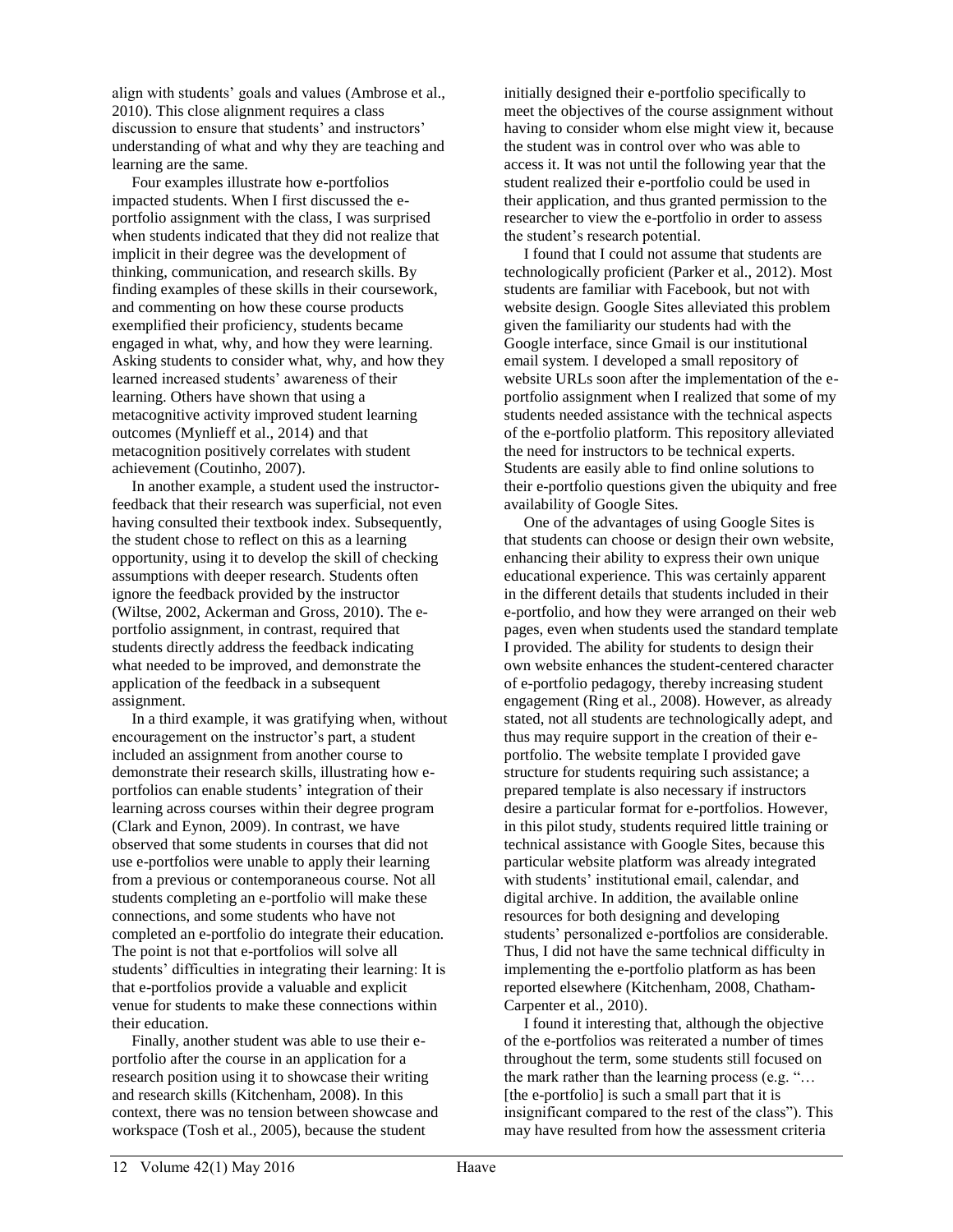align with students' goals and values (Ambrose et al., 2010). This close alignment requires a class discussion to ensure that students' and instructors' understanding of what and why they are teaching and learning are the same.

Four examples illustrate how e-portfolios impacted students. When I first discussed the e-portfolio assignment with the class, I was surprised when students indicated that they did not realize that implicit in their degree was the development of thinking, communication, and research skills. By finding examples of these skills in their coursework, and commenting on how these course products exemplified their proficiency, students became engaged in what, why, and how they were learning. Asking students to consider what, why, and how they learned increased students' awareness of their learning. Others have shown that using a metacognitive activity improved student learning outcomes (Mynlieff et al., 2014) and that metacognition positively correlates with student achievement (Coutinho, 2007).

In another example, a student used the instructor-feedback that their research was superficial, not even having consulted their textbook index. Subsequently, the student chose to reflect on this as a learning opportunity, using it to develop the skill of checking assumptions with deeper research. Students often ignore the feedback provided by the instructor (Wiltse, 2002, Ackerman and Gross, 2010). The e-portfolio assignment, in contrast, required that students directly address the feedback indicating what needed to be improved, and demonstrate the application of the feedback in a subsequent assignment.

In a third example, it was gratifying when, without encouragement on the instructor's part, a student included an assignment from another course to demonstrate their research skills, illustrating how e-portfolios can enable students' integration of their learning across courses within their degree program (Clark and Eynon, 2009). In contrast, we have observed that some students in courses that did not use e-portfolios were unable to apply their learning from a previous or contemporaneous course. Not all students completing an e-portfolio will make these connections, and some students who have not completed an e-portfolio do integrate their education. The point is not that e-portfolios will solve all students' difficulties in integrating their learning: It is that e-portfolios provide a valuable and explicit venue for students to make these connections within their education.

Finally, another student was able to use their e-portfolio after the course in an application for a research position using it to showcase their writing and research skills (Kitchenham, 2008). In this context, there was no tension between showcase and workspace (Tosh et al., 2005), because the student initially designed their e-portfolio specifically to meet the objectives of the course assignment without having to consider whom else might view it, because the student was in control over who was able to access it. It was not until the following year that the student realized their e-portfolio could be used in their application, and thus granted permission to the researcher to view the e-portfolio in order to assess the student's research potential.

I found that I could not assume that students are technologically proficient (Parker et al., 2012). Most students are familiar with Facebook, but not with website design. Google Sites alleviated this problem given the familiarity our students had with the Google interface, since Gmail is our institutional email system. I developed a small repository of website URLs soon after the implementation of the e-portfolio assignment when I realized that some of my students needed assistance with the technical aspects of the e-portfolio platform. This repository alleviated the need for instructors to be technical experts. Students are easily able to find online solutions to their e-portfolio questions given the ubiquity and free availability of Google Sites.

One of the advantages of using Google Sites is that students can choose or design their own website, enhancing their ability to express their own unique educational experience. This was certainly apparent in the different details that students included in their e-portfolio, and how they were arranged on their web pages, even when students used the standard template I provided. The ability for students to design their own website enhances the student-centered character of e-portfolio pedagogy, thereby increasing student engagement (Ring et al., 2008). However, as already stated, not all students are technologically adept, and thus may require support in the creation of their e-portfolio. The website template I provided gave structure for students requiring such assistance; a prepared template is also necessary if instructors desire a particular format for e-portfolios. However, in this pilot study, students required little training or technical assistance with Google Sites, because this particular website platform was already integrated with students' institutional email, calendar, and digital archive. In addition, the available online resources for both designing and developing students' personalized e-portfolios are considerable. Thus, I did not have the same technical difficulty in implementing the e-portfolio platform as has been reported elsewhere (Kitchenham, 2008, Chatham-Carpenter et al., 2010).

I found it interesting that, although the objective of the e-portfolios was reiterated a number of times throughout the term, some students still focused on the mark rather than the learning process (e.g. "… [the e-portfolio] is such a small part that it is insignificant compared to the rest of the class"). This may have resulted from how the assessment criteria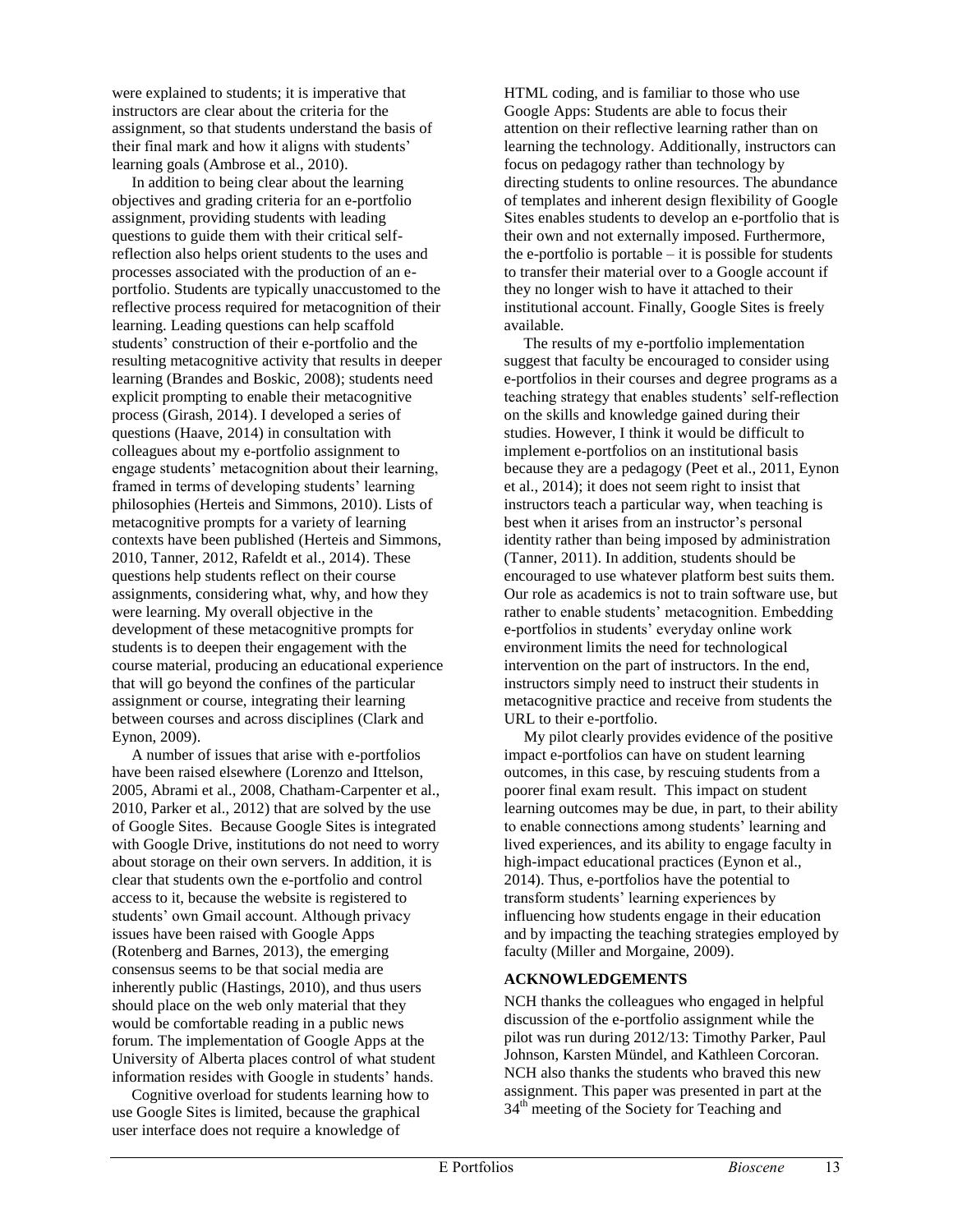were explained to students; it is imperative that instructors are clear about the criteria for the assignment, so that students understand the basis of their final mark and how it aligns with students' learning goals (Ambrose et al., 2010).

In addition to being clear about the learning objectives and grading criteria for an e-portfolio assignment, providing students with leading questions to guide them with their critical self-reflection also helps orient students to the uses and processes associated with the production of an e-portfolio. Students are typically unaccustomed to the reflective process required for metacognition of their learning. Leading questions can help scaffold students' construction of their e-portfolio and the resulting metacognitive activity that results in deeper learning (Brandes and Boskic, 2008); students need explicit prompting to enable their metacognitive process (Girash, 2014). I developed a series of questions (Haave, 2014) in consultation with colleagues about my e-portfolio assignment to engage students' metacognition about their learning, framed in terms of developing students' learning philosophies (Herteis and Simmons, 2010). Lists of metacognitive prompts for a variety of learning contexts have been published (Herteis and Simmons, 2010, Tanner, 2012, Rafeldt et al., 2014). These questions help students reflect on their course assignments, considering what, why, and how they were learning. My overall objective in the development of these metacognitive prompts for students is to deepen their engagement with the course material, producing an educational experience that will go beyond the confines of the particular assignment or course, integrating their learning between courses and across disciplines (Clark and Eynon, 2009).

A number of issues that arise with e-portfolios have been raised elsewhere (Lorenzo and Ittelson, 2005, Abrami et al., 2008, Chatham-Carpenter et al., 2010, Parker et al., 2012) that are solved by the use of Google Sites. Because Google Sites is integrated with Google Drive, institutions do not need to worry about storage on their own servers. In addition, it is clear that students own the e-portfolio and control access to it, because the website is registered to students' own Gmail account. Although privacy issues have been raised with Google Apps (Rotenberg and Barnes, 2013), the emerging consensus seems to be that social media are inherently public (Hastings, 2010), and thus users should place on the web only material that they would be comfortable reading in a public news forum. The implementation of Google Apps at the University of Alberta places control of what student information resides with Google in students' hands.

Cognitive overload for students learning how to use Google Sites is limited, because the graphical user interface does not require a knowledge of HTML coding, and is familiar to those who use Google Apps: Students are able to focus their attention on their reflective learning rather than on learning the technology. Additionally, instructors can focus on pedagogy rather than technology by directing students to online resources. The abundance of templates and inherent design flexibility of Google Sites enables students to develop an e-portfolio that is their own and not externally imposed. Furthermore, the e-portfolio is portable – it is possible for students to transfer their material over to a Google account if they no longer wish to have it attached to their institutional account. Finally, Google Sites is freely available.

The results of my e-portfolio implementation suggest that faculty be encouraged to consider using e-portfolios in their courses and degree programs as a teaching strategy that enables students' self-reflection on the skills and knowledge gained during their studies. However, I think it would be difficult to implement e-portfolios on an institutional basis because they are a pedagogy (Peet et al., 2011, Eynon et al., 2014); it does not seem right to insist that instructors teach a particular way, when teaching is best when it arises from an instructor's personal identity rather than being imposed by administration (Tanner, 2011). In addition, students should be encouraged to use whatever platform best suits them. Our role as academics is not to train software use, but rather to enable students' metacognition. Embedding e-portfolios in students' everyday online work environment limits the need for technological intervention on the part of instructors. In the end, instructors simply need to instruct their students in metacognitive practice and receive from students the URL to their e-portfolio.

My pilot clearly provides evidence of the positive impact e-portfolios can have on student learning outcomes, in this case, by rescuing students from a poorer final exam result. This impact on student learning outcomes may be due, in part, to their ability to enable connections among students' learning and lived experiences, and its ability to engage faculty in high-impact educational practices (Eynon et al., 2014). Thus, e-portfolios have the potential to transform students' learning experiences by influencing how students engage in their education and by impacting the teaching strategies employed by faculty (Miller and Morgaine, 2009).

## ACKNOWLEDGEMENTS

NCH thanks the colleagues who engaged in helpful discussion of the e-portfolio assignment while the pilot was run during 2012/13: Timothy Parker, Paul Johnson, Karsten Mündel, and Kathleen Corcoran. NCH also thanks the students who braved this new assignment. This paper was presented in part at the 34th meeting of the Society for Teaching and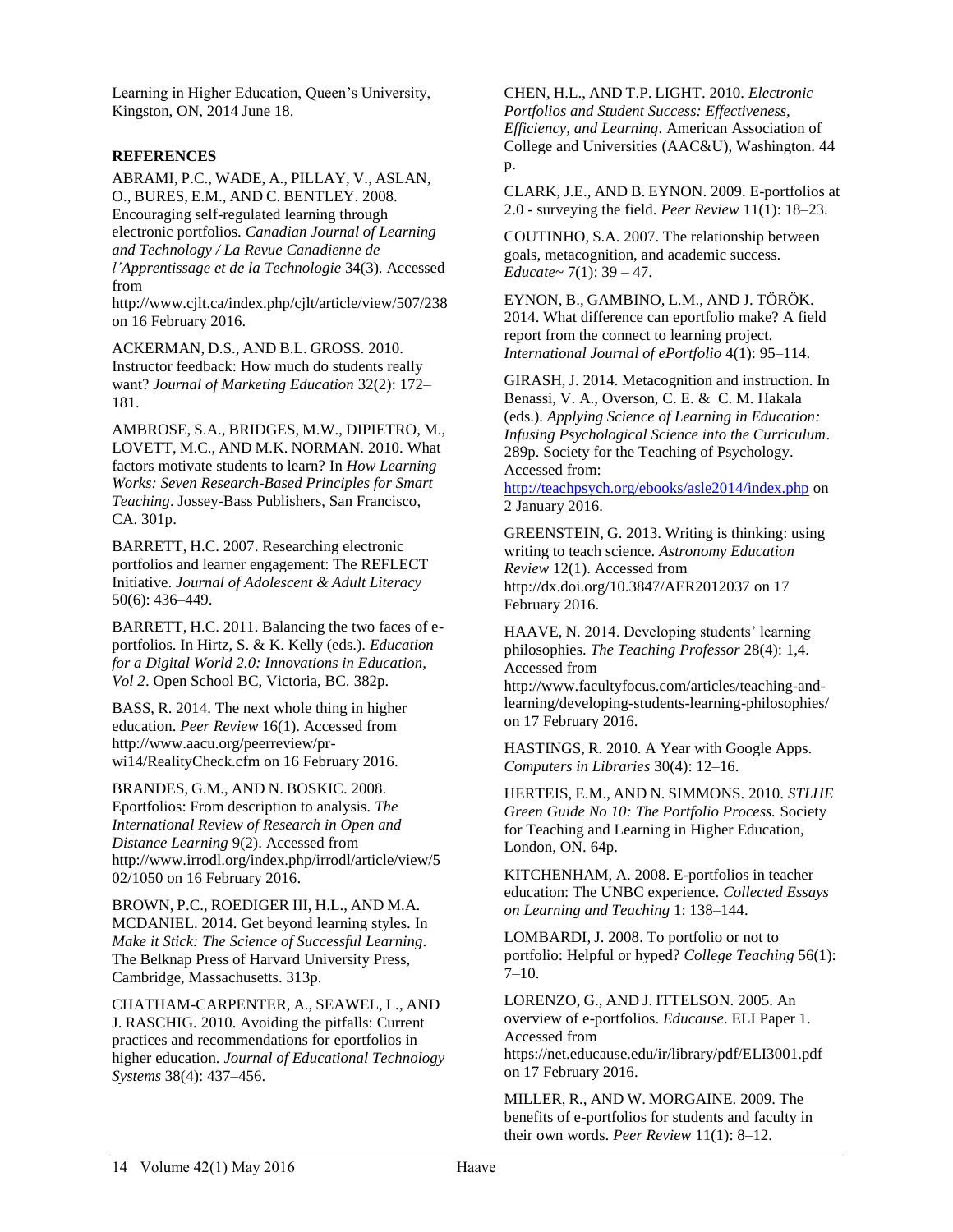Learning in Higher Education, Queen's University, Kingston, ON, 2014 June 18.

**REFERENCES**

ABRAMI, P.C., WADE, A., PILLAY, V., ASLAN, O., BURES, E.M., AND C. BENTLEY. 2008. Encouraging self-regulated learning through electronic portfolios. *Canadian Journal of Learning and Technology / La Revue Canadienne de l'Apprentissage et de la Technologie* 34(3). Accessed from http://www.cjlt.ca/index.php/cjlt/article/view/507/238 on 16 February 2016.

ACKERMAN, D.S., AND B.L. GROSS. 2010. Instructor feedback: How much do students really want? *Journal of Marketing Education* 32(2): 172–181.

AMBROSE, S.A., BRIDGES, M.W., DIPIETRO, M., LOVETT, M.C., AND M.K. NORMAN. 2010. What factors motivate students to learn? In *How Learning Works: Seven Research-Based Principles for Smart Teaching*. Jossey-Bass Publishers, San Francisco, CA. 301p.

BARRETT, H.C. 2007. Researching electronic portfolios and learner engagement: The REFLECT Initiative. *Journal of Adolescent & Adult Literacy* 50(6): 436–449.

BARRETT, H.C. 2011. Balancing the two faces of e-portfolios. In Hirtz, S. & K. Kelly (eds.). *Education for a Digital World 2.0: Innovations in Education, Vol 2*. Open School BC, Victoria, BC. 382p.

BASS, R. 2014. The next whole thing in higher education. *Peer Review* 16(1). Accessed from http://www.aacu.org/peerreview/pr-wi14/RealityCheck.cfm on 16 February 2016.

BRANDES, G.M., AND N. BOSKIC. 2008. Eportfolios: From description to analysis. *The International Review of Research in Open and Distance Learning* 9(2). Accessed from http://www.irrodl.org/index.php/irrodl/article/view/502/1050 on 16 February 2016.

BROWN, P.C., ROEDIGER III, H.L., AND M.A. MCDANIEL. 2014. Get beyond learning styles. In *Make it Stick: The Science of Successful Learning*. The Belknap Press of Harvard University Press, Cambridge, Massachusetts. 313p.

CHATHAM-CARPENTER, A., SEAWEL, L., AND J. RASCHIG. 2010. Avoiding the pitfalls: Current practices and recommendations for eportfolios in higher education. *Journal of Educational Technology Systems* 38(4): 437–456.

CHEN, H.L., AND T.P. LIGHT. 2010. *Electronic Portfolios and Student Success: Effectiveness, Efficiency, and Learning*. American Association of College and Universities (AAC&U), Washington. 44 p.

CLARK, J.E., AND B. EYNON. 2009. E-portfolios at 2.0 - surveying the field. *Peer Review* 11(1): 18–23.

COUTINHO, S.A. 2007. The relationship between goals, metacognition, and academic success. *Educate~* 7(1): 39 – 47.

EYNON, B., GAMBINO, L.M., AND J. TÖRÖK. 2014. What difference can eportfolio make? A field report from the connect to learning project. *International Journal of ePortfolio* 4(1): 95–114.

GIRASH, J. 2014. Metacognition and instruction. In Benassi, V. A., Overson, C. E. & C. M. Hakala (eds.). *Applying Science of Learning in Education: Infusing Psychological Science into the Curriculum*. 289p. Society for the Teaching of Psychology. Accessed from: http://teachpsych.org/ebooks/asle2014/index.php on 2 January 2016.

GREENSTEIN, G. 2013. Writing is thinking: using writing to teach science. *Astronomy Education Review* 12(1). Accessed from http://dx.doi.org/10.3847/AER2012037 on 17 February 2016.

HAAVE, N. 2014. Developing students' learning philosophies. *The Teaching Professor* 28(4): 1,4. Accessed from http://www.facultyfocus.com/articles/teaching-and-learning/developing-students-learning-philosophies/ on 17 February 2016.

HASTINGS, R. 2010. A Year with Google Apps. *Computers in Libraries* 30(4): 12–16.

HERTEIS, E.M., AND N. SIMMONS. 2010. *STLHE Green Guide No 10: The Portfolio Process.* Society for Teaching and Learning in Higher Education, London, ON. 64p.

KITCHENHAM, A. 2008. E-portfolios in teacher education: The UNBC experience. *Collected Essays on Learning and Teaching* 1: 138–144.

LOMBARDI, J. 2008. To portfolio or not to portfolio: Helpful or hyped? *College Teaching* 56(1): 7–10.

LORENZO, G., AND J. ITTELSON. 2005. An overview of e-portfolios. *Educause*. ELI Paper 1. Accessed from https://net.educause.edu/ir/library/pdf/ELI3001.pdf on 17 February 2016.

MILLER, R., AND W. MORGAINE. 2009. The benefits of e-portfolios for students and faculty in their own words. *Peer Review* 11(1): 8–12.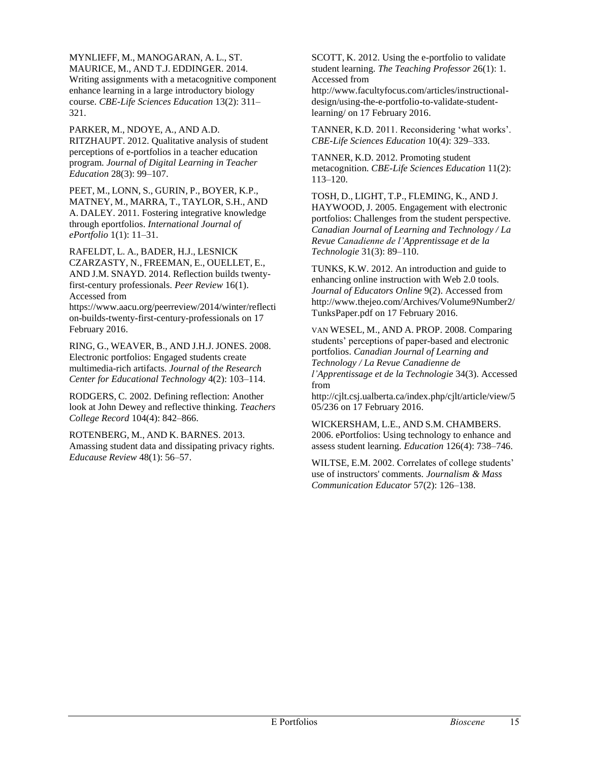MYNLIEFF, M., MANOGARAN, A. L., ST. MAURICE, M., AND T.J. EDDINGER. 2014. Writing assignments with a metacognitive component enhance learning in a large introductory biology course. *CBE-Life Sciences Education* 13(2): 311–321.

PARKER, M., NDOYE, A., AND A.D. RITZHAUPT. 2012. Qualitative analysis of student perceptions of e-portfolios in a teacher education program. *Journal of Digital Learning in Teacher Education* 28(3): 99–107.

PEET, M., LONN, S., GURIN, P., BOYER, K.P., MATNEY, M., MARRA, T., TAYLOR, S.H., AND A. DALEY. 2011. Fostering integrative knowledge through eportfolios. *International Journal of ePortfolio* 1(1): 11–31.

RAFELDT, L. A., BADER, H.J., LESNICK CZARZASTY, N., FREEMAN, E., OUELLET, E., AND J.M. SNAYD. 2014. Reflection builds twenty-first-century professionals. *Peer Review* 16(1). Accessed from https://www.aacu.org/peerreview/2014/winter/reflection-builds-twenty-first-century-professionals on 17 February 2016.

RING, G., WEAVER, B., AND J.H.J. JONES. 2008. Electronic portfolios: Engaged students create multimedia-rich artifacts. *Journal of the Research Center for Educational Technology* 4(2): 103–114.

RODGERS, C. 2002. Defining reflection: Another look at John Dewey and reflective thinking. *Teachers College Record* 104(4): 842–866.

ROTENBERG, M., AND K. BARNES. 2013. Amassing student data and dissipating privacy rights. *Educause Review* 48(1): 56–57.

SCOTT, K. 2012. Using the e-portfolio to validate student learning. *The Teaching Professor* 26(1): 1. Accessed from http://www.facultyfocus.com/articles/instructional-design/using-the-e-portfolio-to-validate-student-learning/ on 17 February 2016.

TANNER, K.D. 2011. Reconsidering 'what works'. *CBE-Life Sciences Education* 10(4): 329–333.

TANNER, K.D. 2012. Promoting student metacognition. *CBE-Life Sciences Education* 11(2): 113–120.

TOSH, D., LIGHT, T.P., FLEMING, K., AND J. HAYWOOD, J. 2005. Engagement with electronic portfolios: Challenges from the student perspective. *Canadian Journal of Learning and Technology / La Revue Canadienne de l'Apprentissage et de la Technologie* 31(3): 89–110.

TUNKS, K.W. 2012. An introduction and guide to enhancing online instruction with Web 2.0 tools. *Journal of Educators Online* 9(2). Accessed from http://www.thejeo.com/Archives/Volume9Number2/TunksPaper.pdf on 17 February 2016.

VAN WESEL, M., AND A. PROP. 2008. Comparing students' perceptions of paper-based and electronic portfolios. *Canadian Journal of Learning and Technology / La Revue Canadienne de l'Apprentissage et de la Technologie* 34(3). Accessed from http://cjlt.csj.ualberta.ca/index.php/cjlt/article/view/505/236 on 17 February 2016.

WICKERSHAM, L.E., AND S.M. CHAMBERS. 2006. ePortfolios: Using technology to enhance and assess student learning. *Education* 126(4): 738–746.

WILTSE, E.M. 2002. Correlates of college students' use of instructors' comments. *Journalism & Mass Communication Educator* 57(2): 126–138.